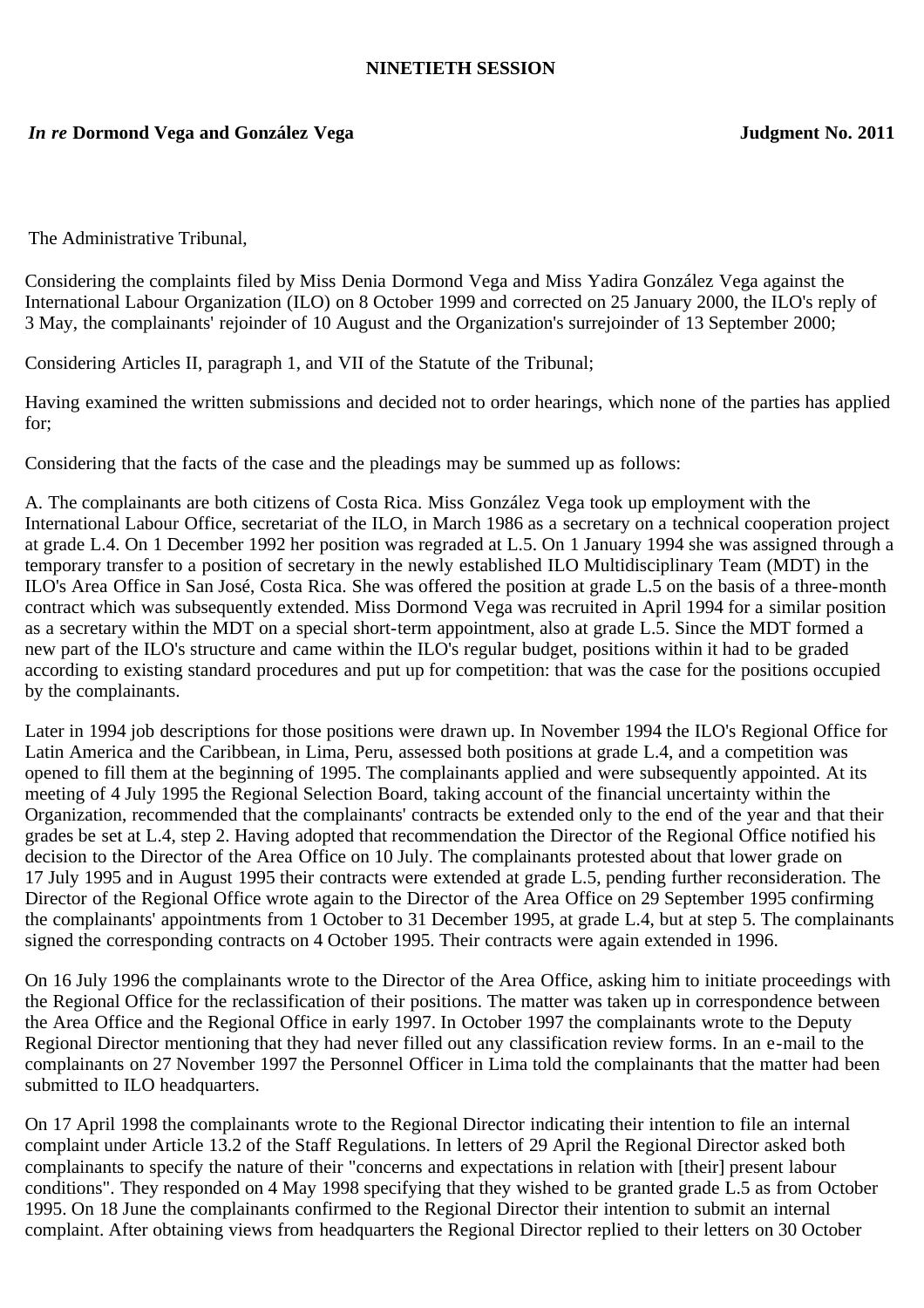**NINETIETH SESSION**

*In re* **Dormond Vega and González Vega** **Judgment No. 2011**

The Administrative Tribunal,

Considering the complaints filed by Miss Denia Dormond Vega and Miss Yadira González Vega against the International Labour Organization (ILO) on 8 October 1999 and corrected on 25 January 2000, the ILO's reply of 3 May, the complainants' rejoinder of 10 August and the Organization's surrejoinder of 13 September 2000;

Considering Articles II, paragraph 1, and VII of the Statute of the Tribunal;

Having examined the written submissions and decided not to order hearings, which none of the parties has applied for;

Considering that the facts of the case and the pleadings may be summed up as follows:

A. The complainants are both citizens of Costa Rica. Miss González Vega took up employment with the International Labour Office, secretariat of the ILO, in March 1986 as a secretary on a technical cooperation project at grade L.4. On 1 December 1992 her position was regraded at L.5. On 1 January 1994 she was assigned through a temporary transfer to a position of secretary in the newly established ILO Multidisciplinary Team (MDT) in the ILO's Area Office in San José, Costa Rica. She was offered the position at grade L.5 on the basis of a three-month contract which was subsequently extended. Miss Dormond Vega was recruited in April 1994 for a similar position as a secretary within the MDT on a special short-term appointment, also at grade L.5. Since the MDT formed a new part of the ILO's structure and came within the ILO's regular budget, positions within it had to be graded according to existing standard procedures and put up for competition: that was the case for the positions occupied by the complainants.

Later in 1994 job descriptions for those positions were drawn up. In November 1994 the ILO's Regional Office for Latin America and the Caribbean, in Lima, Peru, assessed both positions at grade L.4, and a competition was opened to fill them at the beginning of 1995. The complainants applied and were subsequently appointed. At its meeting of 4 July 1995 the Regional Selection Board, taking account of the financial uncertainty within the Organization, recommended that the complainants' contracts be extended only to the end of the year and that their grades be set at L.4, step 2. Having adopted that recommendation the Director of the Regional Office notified his decision to the Director of the Area Office on 10 July. The complainants protested about that lower grade on 17 July 1995 and in August 1995 their contracts were extended at grade L.5, pending further reconsideration. The Director of the Regional Office wrote again to the Director of the Area Office on 29 September 1995 confirming the complainants' appointments from 1 October to 31 December 1995, at grade L.4, but at step 5. The complainants signed the corresponding contracts on 4 October 1995. Their contracts were again extended in 1996.

On 16 July 1996 the complainants wrote to the Director of the Area Office, asking him to initiate proceedings with the Regional Office for the reclassification of their positions. The matter was taken up in correspondence between the Area Office and the Regional Office in early 1997. In October 1997 the complainants wrote to the Deputy Regional Director mentioning that they had never filled out any classification review forms. In an e-mail to the complainants on 27 November 1997 the Personnel Officer in Lima told the complainants that the matter had been submitted to ILO headquarters.

On 17 April 1998 the complainants wrote to the Regional Director indicating their intention to file an internal complaint under Article 13.2 of the Staff Regulations. In letters of 29 April the Regional Director asked both complainants to specify the nature of their "concerns and expectations in relation with [their] present labour conditions". They responded on 4 May 1998 specifying that they wished to be granted grade L.5 as from October 1995. On 18 June the complainants confirmed to the Regional Director their intention to submit an internal complaint. After obtaining views from headquarters the Regional Director replied to their letters on 30 October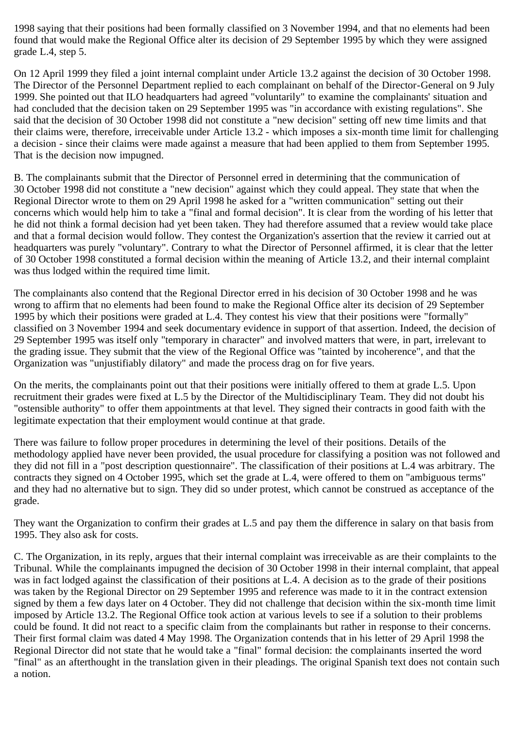1998 saying that their positions had been formally classified on 3 November 1994, and that no elements had been found that would make the Regional Office alter its decision of 29 September 1995 by which they were assigned grade L.4, step 5.

On 12 April 1999 they filed a joint internal complaint under Article 13.2 against the decision of 30 October 1998. The Director of the Personnel Department replied to each complainant on behalf of the Director-General on 9 July 1999. She pointed out that ILO headquarters had agreed "voluntarily" to examine the complainants' situation and had concluded that the decision taken on 29 September 1995 was "in accordance with existing regulations". She said that the decision of 30 October 1998 did not constitute a "new decision" setting off new time limits and that their claims were, therefore, irreceivable under Article 13.2 - which imposes a six-month time limit for challenging a decision - since their claims were made against a measure that had been applied to them from September 1995. That is the decision now impugned.

B. The complainants submit that the Director of Personnel erred in determining that the communication of 30 October 1998 did not constitute a "new decision" against which they could appeal. They state that when the Regional Director wrote to them on 29 April 1998 he asked for a "written communication" setting out their concerns which would help him to take a "final and formal decision". It is clear from the wording of his letter that he did not think a formal decision had yet been taken. They had therefore assumed that a review would take place and that a formal decision would follow. They contest the Organization's assertion that the review it carried out at headquarters was purely "voluntary". Contrary to what the Director of Personnel affirmed, it is clear that the letter of 30 October 1998 constituted a formal decision within the meaning of Article 13.2, and their internal complaint was thus lodged within the required time limit.

The complainants also contend that the Regional Director erred in his decision of 30 October 1998 and he was wrong to affirm that no elements had been found to make the Regional Office alter its decision of 29 September 1995 by which their positions were graded at L.4. They contest his view that their positions were "formally" classified on 3 November 1994 and seek documentary evidence in support of that assertion. Indeed, the decision of 29 September 1995 was itself only "temporary in character" and involved matters that were, in part, irrelevant to the grading issue. They submit that the view of the Regional Office was "tainted by incoherence", and that the Organization was "unjustifiably dilatory" and made the process drag on for five years.

On the merits, the complainants point out that their positions were initially offered to them at grade L.5. Upon recruitment their grades were fixed at L.5 by the Director of the Multidisciplinary Team. They did not doubt his "ostensible authority" to offer them appointments at that level. They signed their contracts in good faith with the legitimate expectation that their employment would continue at that grade.

There was failure to follow proper procedures in determining the level of their positions. Details of the methodology applied have never been provided, the usual procedure for classifying a position was not followed and they did not fill in a "post description questionnaire". The classification of their positions at L.4 was arbitrary. The contracts they signed on 4 October 1995, which set the grade at L.4, were offered to them on "ambiguous terms" and they had no alternative but to sign. They did so under protest, which cannot be construed as acceptance of the grade.

They want the Organization to confirm their grades at L.5 and pay them the difference in salary on that basis from 1995. They also ask for costs.

C. The Organization, in its reply, argues that their internal complaint was irreceivable as are their complaints to the Tribunal. While the complainants impugned the decision of 30 October 1998 in their internal complaint, that appeal was in fact lodged against the classification of their positions at L.4. A decision as to the grade of their positions was taken by the Regional Director on 29 September 1995 and reference was made to it in the contract extension signed by them a few days later on 4 October. They did not challenge that decision within the six-month time limit imposed by Article 13.2. The Regional Office took action at various levels to see if a solution to their problems could be found. It did not react to a specific claim from the complainants but rather in response to their concerns. Their first formal claim was dated 4 May 1998. The Organization contends that in his letter of 29 April 1998 the Regional Director did not state that he would take a "final" formal decision: the complainants inserted the word "final" as an afterthought in the translation given in their pleadings. The original Spanish text does not contain such a notion.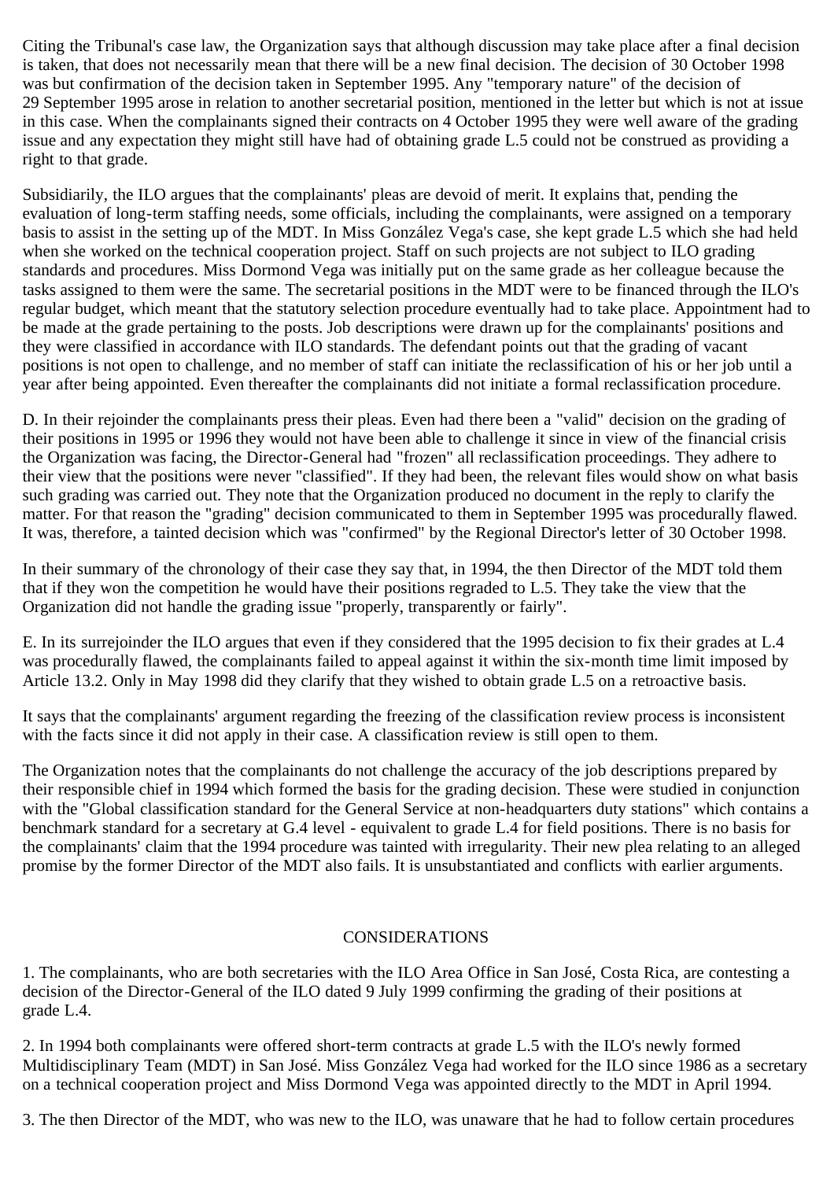Citing the Tribunal's case law, the Organization says that although discussion may take place after a final decision is taken, that does not necessarily mean that there will be a new final decision. The decision of 30 October 1998 was but confirmation of the decision taken in September 1995. Any "temporary nature" of the decision of 29 September 1995 arose in relation to another secretarial position, mentioned in the letter but which is not at issue in this case. When the complainants signed their contracts on 4 October 1995 they were well aware of the grading issue and any expectation they might still have had of obtaining grade L.5 could not be construed as providing a right to that grade.

Subsidiarily, the ILO argues that the complainants' pleas are devoid of merit. It explains that, pending the evaluation of long-term staffing needs, some officials, including the complainants, were assigned on a temporary basis to assist in the setting up of the MDT. In Miss González Vega's case, she kept grade L.5 which she had held when she worked on the technical cooperation project. Staff on such projects are not subject to ILO grading standards and procedures. Miss Dormond Vega was initially put on the same grade as her colleague because the tasks assigned to them were the same. The secretarial positions in the MDT were to be financed through the ILO's regular budget, which meant that the statutory selection procedure eventually had to take place. Appointment had to be made at the grade pertaining to the posts. Job descriptions were drawn up for the complainants' positions and they were classified in accordance with ILO standards. The defendant points out that the grading of vacant positions is not open to challenge, and no member of staff can initiate the reclassification of his or her job until a year after being appointed. Even thereafter the complainants did not initiate a formal reclassification procedure.

D. In their rejoinder the complainants press their pleas. Even had there been a "valid" decision on the grading of their positions in 1995 or 1996 they would not have been able to challenge it since in view of the financial crisis the Organization was facing, the Director-General had "frozen" all reclassification proceedings. They adhere to their view that the positions were never "classified". If they had been, the relevant files would show on what basis such grading was carried out. They note that the Organization produced no document in the reply to clarify the matter. For that reason the "grading" decision communicated to them in September 1995 was procedurally flawed. It was, therefore, a tainted decision which was "confirmed" by the Regional Director's letter of 30 October 1998.

In their summary of the chronology of their case they say that, in 1994, the then Director of the MDT told them that if they won the competition he would have their positions regraded to L.5. They take the view that the Organization did not handle the grading issue "properly, transparently or fairly".

E. In its surrejoinder the ILO argues that even if they considered that the 1995 decision to fix their grades at L.4 was procedurally flawed, the complainants failed to appeal against it within the six-month time limit imposed by Article 13.2. Only in May 1998 did they clarify that they wished to obtain grade L.5 on a retroactive basis.

It says that the complainants' argument regarding the freezing of the classification review process is inconsistent with the facts since it did not apply in their case. A classification review is still open to them.

The Organization notes that the complainants do not challenge the accuracy of the job descriptions prepared by their responsible chief in 1994 which formed the basis for the grading decision. These were studied in conjunction with the "Global classification standard for the General Service at non-headquarters duty stations" which contains a benchmark standard for a secretary at G.4 level - equivalent to grade L.4 for field positions. There is no basis for the complainants' claim that the 1994 procedure was tainted with irregularity. Their new plea relating to an alleged promise by the former Director of the MDT also fails. It is unsubstantiated and conflicts with earlier arguments.

## CONSIDERATIONS

1. The complainants, who are both secretaries with the ILO Area Office in San José, Costa Rica, are contesting a decision of the Director-General of the ILO dated 9 July 1999 confirming the grading of their positions at grade L.4.

2. In 1994 both complainants were offered short-term contracts at grade L.5 with the ILO's newly formed Multidisciplinary Team (MDT) in San José. Miss González Vega had worked for the ILO since 1986 as a secretary on a technical cooperation project and Miss Dormond Vega was appointed directly to the MDT in April 1994.

3. The then Director of the MDT, who was new to the ILO, was unaware that he had to follow certain procedures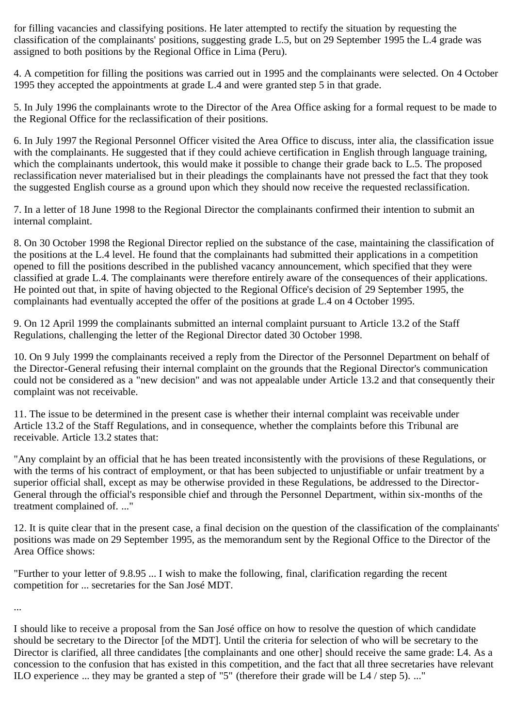for filling vacancies and classifying positions. He later attempted to rectify the situation by requesting the classification of the complainants' positions, suggesting grade L.5, but on 29 September 1995 the L.4 grade was assigned to both positions by the Regional Office in Lima (Peru).

4. A competition for filling the positions was carried out in 1995 and the complainants were selected. On 4 October 1995 they accepted the appointments at grade L.4 and were granted step 5 in that grade.

5. In July 1996 the complainants wrote to the Director of the Area Office asking for a formal request to be made to the Regional Office for the reclassification of their positions.

6. In July 1997 the Regional Personnel Officer visited the Area Office to discuss, inter alia, the classification issue with the complainants. He suggested that if they could achieve certification in English through language training, which the complainants undertook, this would make it possible to change their grade back to L.5. The proposed reclassification never materialised but in their pleadings the complainants have not pressed the fact that they took the suggested English course as a ground upon which they should now receive the requested reclassification.

7. In a letter of 18 June 1998 to the Regional Director the complainants confirmed their intention to submit an internal complaint.

8. On 30 October 1998 the Regional Director replied on the substance of the case, maintaining the classification of the positions at the L.4 level. He found that the complainants had submitted their applications in a competition opened to fill the positions described in the published vacancy announcement, which specified that they were classified at grade L.4. The complainants were therefore entirely aware of the consequences of their applications. He pointed out that, in spite of having objected to the Regional Office's decision of 29 September 1995, the complainants had eventually accepted the offer of the positions at grade L.4 on 4 October 1995.

9. On 12 April 1999 the complainants submitted an internal complaint pursuant to Article 13.2 of the Staff Regulations, challenging the letter of the Regional Director dated 30 October 1998.

10. On 9 July 1999 the complainants received a reply from the Director of the Personnel Department on behalf of the Director-General refusing their internal complaint on the grounds that the Regional Director's communication could not be considered as a "new decision" and was not appealable under Article 13.2 and that consequently their complaint was not receivable.

11. The issue to be determined in the present case is whether their internal complaint was receivable under Article 13.2 of the Staff Regulations, and in consequence, whether the complaints before this Tribunal are receivable. Article 13.2 states that:

"Any complaint by an official that he has been treated inconsistently with the provisions of these Regulations, or with the terms of his contract of employment, or that has been subjected to unjustifiable or unfair treatment by a superior official shall, except as may be otherwise provided in these Regulations, be addressed to the Director-General through the official's responsible chief and through the Personnel Department, within six-months of the treatment complained of. ..."

12. It is quite clear that in the present case, a final decision on the question of the classification of the complainants' positions was made on 29 September 1995, as the memorandum sent by the Regional Office to the Director of the Area Office shows:

"Further to your letter of 9.8.95 ... I wish to make the following, final, clarification regarding the recent competition for ... secretaries for the San José MDT.

...

I should like to receive a proposal from the San José office on how to resolve the question of which candidate should be secretary to the Director [of the MDT]. Until the criteria for selection of who will be secretary to the Director is clarified, all three candidates [the complainants and one other] should receive the same grade: L4. As a concession to the confusion that has existed in this competition, and the fact that all three secretaries have relevant ILO experience ... they may be granted a step of "5" (therefore their grade will be L4 / step 5). ..."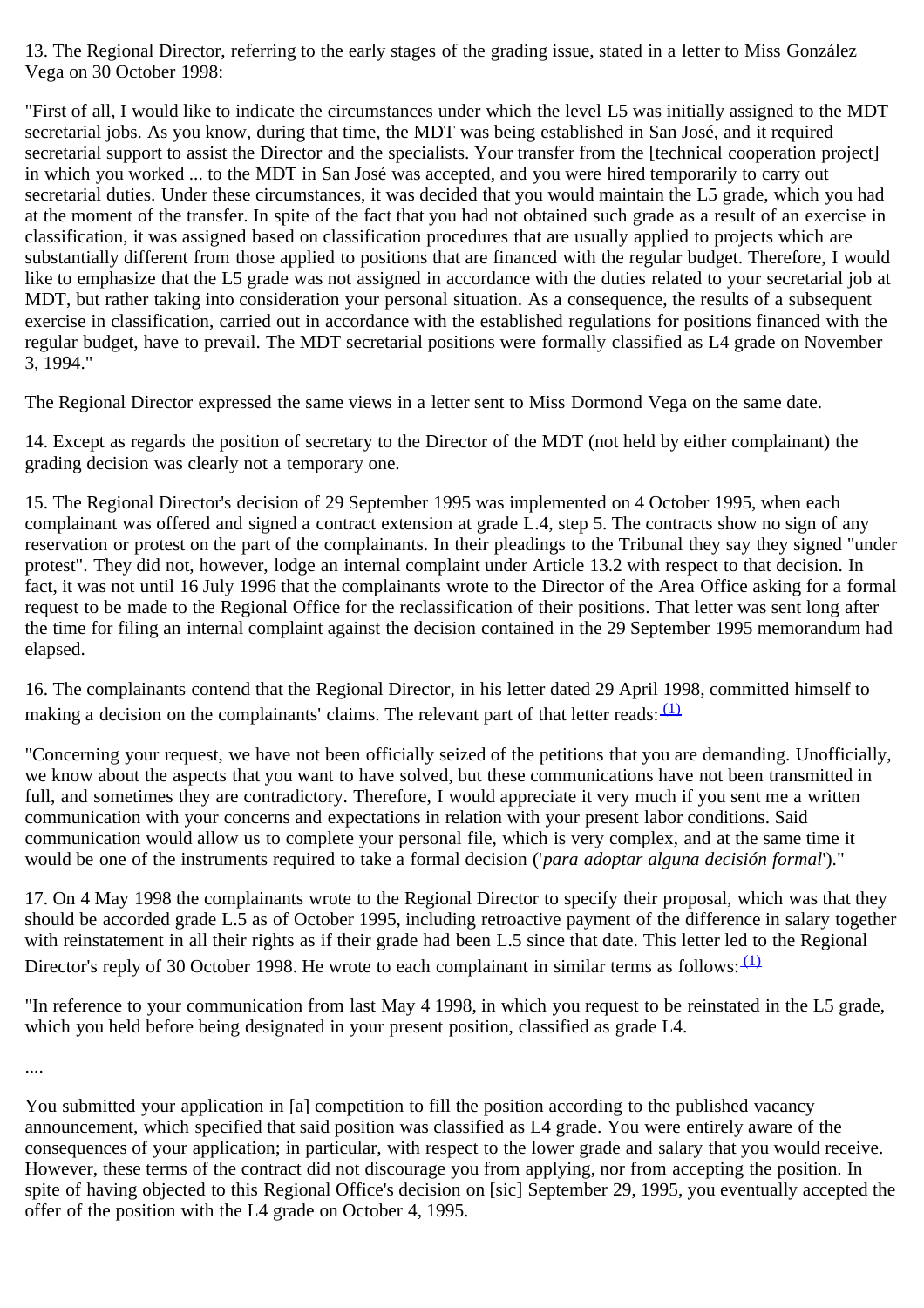13. The Regional Director, referring to the early stages of the grading issue, stated in a letter to Miss González Vega on 30 October 1998:

"First of all, I would like to indicate the circumstances under which the level L5 was initially assigned to the MDT secretarial jobs. As you know, during that time, the MDT was being established in San José, and it required secretarial support to assist the Director and the specialists. Your transfer from the [technical cooperation project] in which you worked ... to the MDT in San José was accepted, and you were hired temporarily to carry out secretarial duties. Under these circumstances, it was decided that you would maintain the L5 grade, which you had at the moment of the transfer. In spite of the fact that you had not obtained such grade as a result of an exercise in classification, it was assigned based on classification procedures that are usually applied to projects which are substantially different from those applied to positions that are financed with the regular budget. Therefore, I would like to emphasize that the L5 grade was not assigned in accordance with the duties related to your secretarial job at MDT, but rather taking into consideration your personal situation. As a consequence, the results of a subsequent exercise in classification, carried out in accordance with the established regulations for positions financed with the regular budget, have to prevail. The MDT secretarial positions were formally classified as L4 grade on November 3, 1994."

The Regional Director expressed the same views in a letter sent to Miss Dormond Vega on the same date.

14. Except as regards the position of secretary to the Director of the MDT (not held by either complainant) the grading decision was clearly not a temporary one.

15. The Regional Director's decision of 29 September 1995 was implemented on 4 October 1995, when each complainant was offered and signed a contract extension at grade L.4, step 5. The contracts show no sign of any reservation or protest on the part of the complainants. In their pleadings to the Tribunal they say they signed "under protest". They did not, however, lodge an internal complaint under Article 13.2 with respect to that decision. In fact, it was not until 16 July 1996 that the complainants wrote to the Director of the Area Office asking for a formal request to be made to the Regional Office for the reclassification of their positions. That letter was sent long after the time for filing an internal complaint against the decision contained in the 29 September 1995 memorandum had elapsed.

16. The complainants contend that the Regional Director, in his letter dated 29 April 1998, committed himself to making a decision on the complainants' claims. The relevant part of that letter reads: [(1)]

"Concerning your request, we have not been officially seized of the petitions that you are demanding. Unofficially, we know about the aspects that you want to have solved, but these communications have not been transmitted in full, and sometimes they are contradictory. Therefore, I would appreciate it very much if you sent me a written communication with your concerns and expectations in relation with your present labor conditions. Said communication would allow us to complete your personal file, which is very complex, and at the same time it would be one of the instruments required to take a formal decision ('*para adoptar alguna decisión formal*')."

17. On 4 May 1998 the complainants wrote to the Regional Director to specify their proposal, which was that they should be accorded grade L.5 as of October 1995, including retroactive payment of the difference in salary together with reinstatement in all their rights as if their grade had been L.5 since that date. This letter led to the Regional Director's reply of 30 October 1998. He wrote to each complainant in similar terms as follows: [(1)]

"In reference to your communication from last May 4 1998, in which you request to be reinstated in the L5 grade, which you held before being designated in your present position, classified as grade L4.

....

You submitted your application in [a] competition to fill the position according to the published vacancy announcement, which specified that said position was classified as L4 grade. You were entirely aware of the consequences of your application; in particular, with respect to the lower grade and salary that you would receive. However, these terms of the contract did not discourage you from applying, nor from accepting the position. In spite of having objected to this Regional Office's decision on [sic] September 29, 1995, you eventually accepted the offer of the position with the L4 grade on October 4, 1995.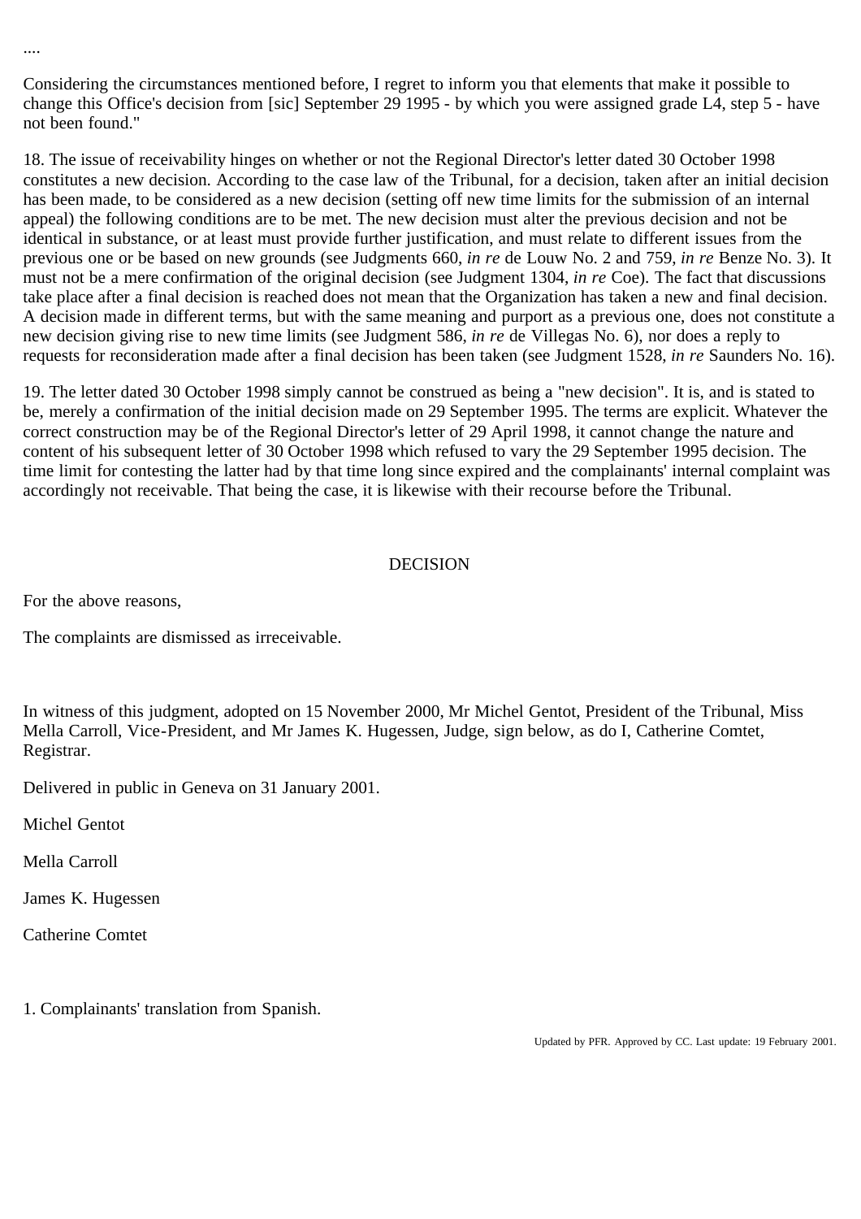....

Considering the circumstances mentioned before, I regret to inform you that elements that make it possible to change this Office's decision from [sic] September 29 1995 - by which you were assigned grade L4, step 5 - have not been found."

18. The issue of receivability hinges on whether or not the Regional Director's letter dated 30 October 1998 constitutes a new decision. According to the case law of the Tribunal, for a decision, taken after an initial decision has been made, to be considered as a new decision (setting off new time limits for the submission of an internal appeal) the following conditions are to be met. The new decision must alter the previous decision and not be identical in substance, or at least must provide further justification, and must relate to different issues from the previous one or be based on new grounds (see Judgments 660, *in re* de Louw No. 2 and 759, *in re* Benze No. 3). It must not be a mere confirmation of the original decision (see Judgment 1304, *in re* Coe). The fact that discussions take place after a final decision is reached does not mean that the Organization has taken a new and final decision. A decision made in different terms, but with the same meaning and purport as a previous one, does not constitute a new decision giving rise to new time limits (see Judgment 586, *in re* de Villegas No. 6), nor does a reply to requests for reconsideration made after a final decision has been taken (see Judgment 1528, *in re* Saunders No. 16).

19. The letter dated 30 October 1998 simply cannot be construed as being a "new decision". It is, and is stated to be, merely a confirmation of the initial decision made on 29 September 1995. The terms are explicit. Whatever the correct construction may be of the Regional Director's letter of 29 April 1998, it cannot change the nature and content of his subsequent letter of 30 October 1998 which refused to vary the 29 September 1995 decision. The time limit for contesting the latter had by that time long since expired and the complainants' internal complaint was accordingly not receivable. That being the case, it is likewise with their recourse before the Tribunal.

## DECISION

For the above reasons,

The complaints are dismissed as irreceivable.

In witness of this judgment, adopted on 15 November 2000, Mr Michel Gentot, President of the Tribunal, Miss Mella Carroll, Vice-President, and Mr James K. Hugessen, Judge, sign below, as do I, Catherine Comtet, Registrar.

Delivered in public in Geneva on 31 January 2001.

Michel Gentot

Mella Carroll

James K. Hugessen

Catherine Comtet

1. Complainants' translation from Spanish.

Updated by PFR. Approved by CC. Last update: 19 February 2001.